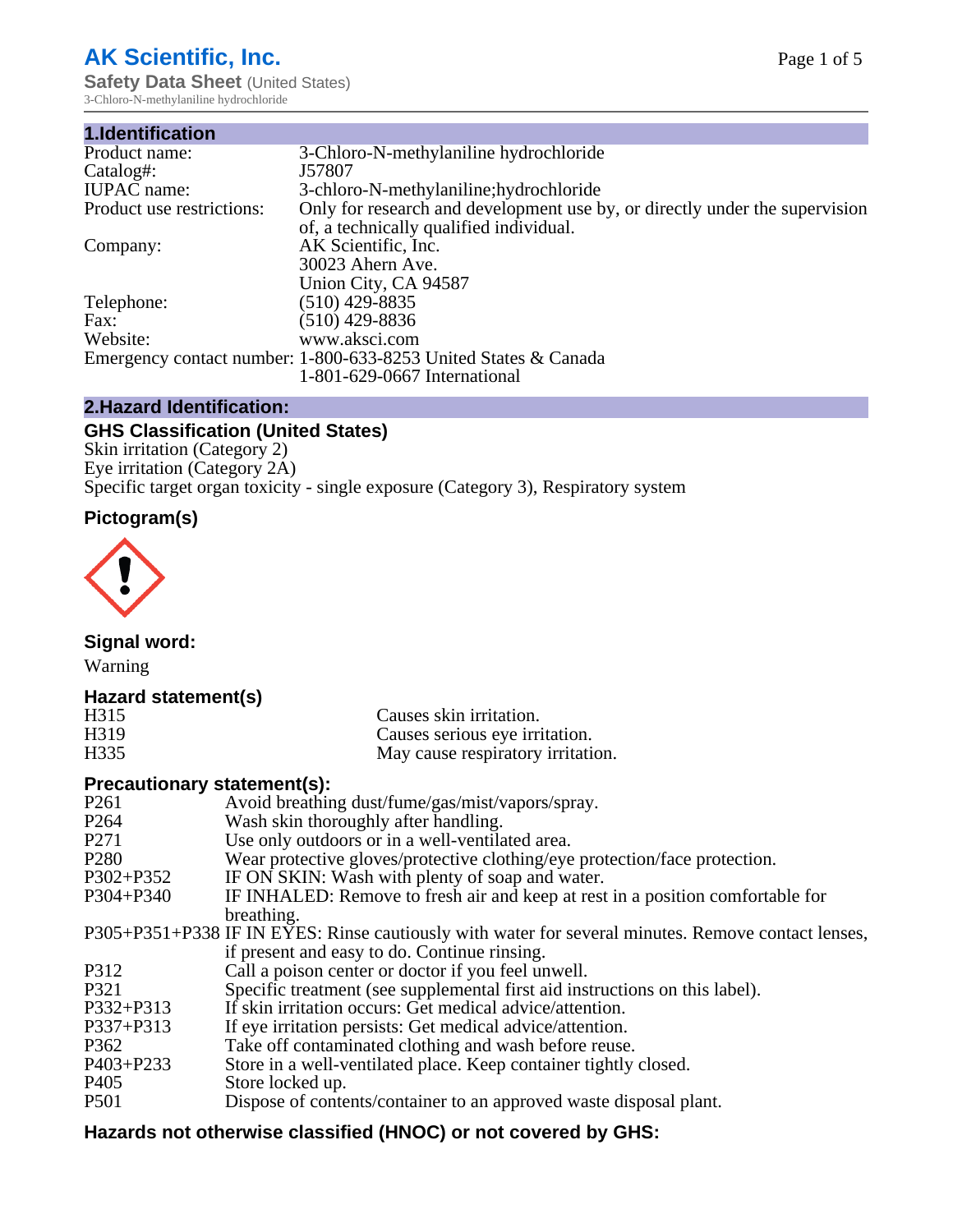# AK Scientific, Inc.

**Safety Data Sheet** (United States)

3-Chloro-N-methylaniline hydrochloride

## 1.Identification

| | |
|---|---|
| Product name: | 3-Chloro-N-methylaniline hydrochloride |
| Catalog#: | J57807 |
| IUPAC name: | 3-chloro-N-methylaniline;hydrochloride |
| Product use restrictions: | Only for research and development use by, or directly under the supervision of, a technically qualified individual. |
| Company: | AK Scientific, Inc.<br>30023 Ahern Ave.<br>Union City, CA 94587 |
| Telephone: | (510) 429-8835 |
| Fax: | (510) 429-8836 |
| Website: | www.aksci.com |
| Emergency contact number: | 1-800-633-8253 United States & Canada<br>1-801-629-0667 International |

## 2.Hazard Identification:

### GHS Classification (United States)

Skin irritation (Category 2)
Eye irritation (Category 2A)
Specific target organ toxicity - single exposure (Category 3), Respiratory system

### Pictogram(s)

### Signal word:

Warning

### Hazard statement(s)

| | |
|---|---|
| H315 | Causes skin irritation. |
| H319 | Causes serious eye irritation. |
| H335 | May cause respiratory irritation. |

### Precautionary statement(s):

| | |
|---|---|
| P261 | Avoid breathing dust/fume/gas/mist/vapors/spray. |
| P264 | Wash skin thoroughly after handling. |
| P271 | Use only outdoors or in a well-ventilated area. |
| P280 | Wear protective gloves/protective clothing/eye protection/face protection. |
| P302+P352 | IF ON SKIN: Wash with plenty of soap and water. |
| P304+P340 | IF INHALED: Remove to fresh air and keep at rest in a position comfortable for breathing. |
| P305+P351+P338 | IF IN EYES: Rinse cautiously with water for several minutes. Remove contact lenses, if present and easy to do. Continue rinsing. |
| P312 | Call a poison center or doctor if you feel unwell. |
| P321 | Specific treatment (see supplemental first aid instructions on this label). |
| P332+P313 | If skin irritation occurs: Get medical advice/attention. |
| P337+P313 | If eye irritation persists: Get medical advice/attention. |
| P362 | Take off contaminated clothing and wash before reuse. |
| P403+P233 | Store in a well-ventilated place. Keep container tightly closed. |
| P405 | Store locked up. |
| P501 | Dispose of contents/container to an approved waste disposal plant. |

### Hazards not otherwise classified (HNOC) or not covered by GHS: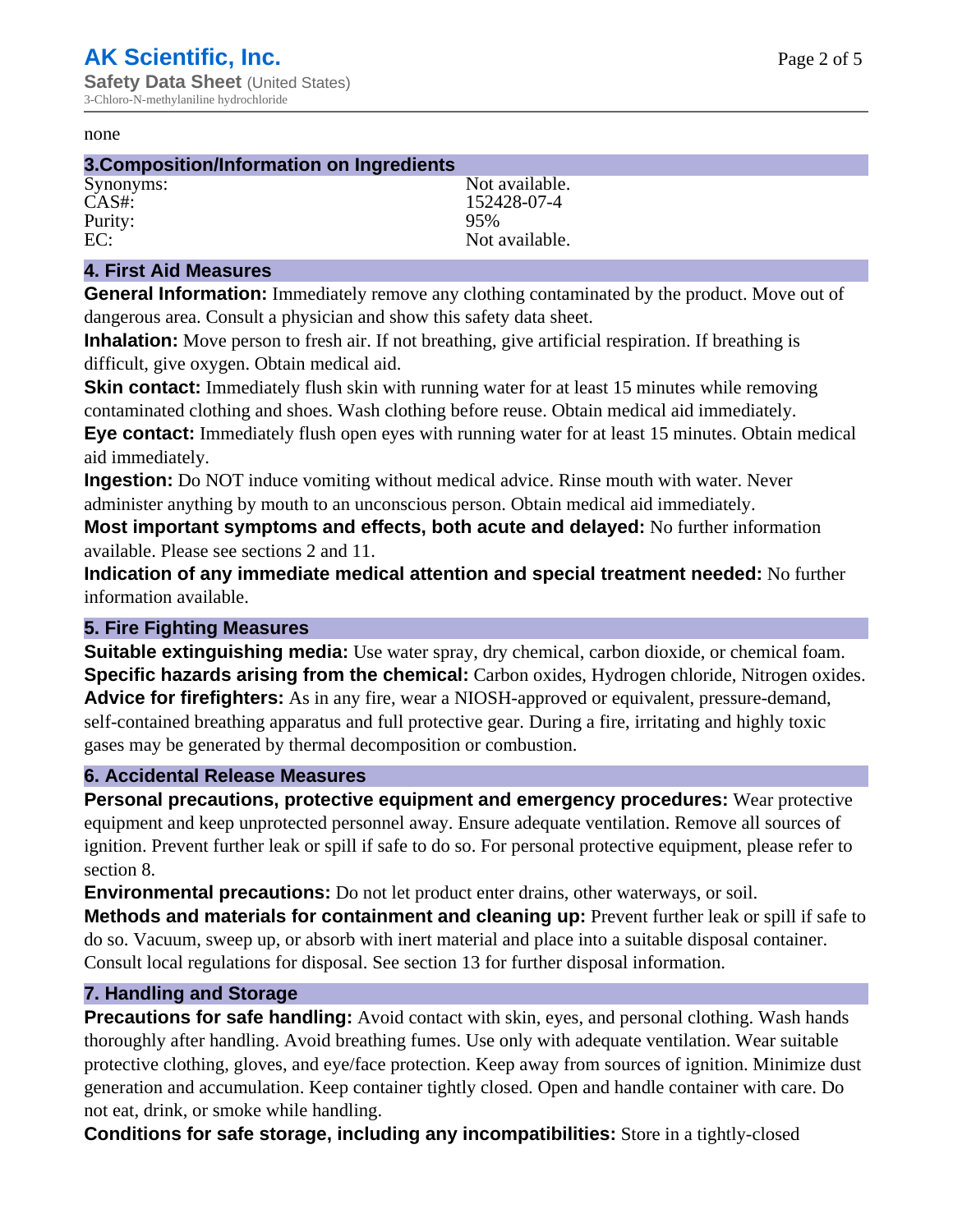none

## 3.Composition/Information on Ingredients

| | |
|---|---|
| Synonyms: | Not available. |
| CAS#: | 152428-07-4 |
| Purity: | 95% |
| EC: | Not available. |

## 4. First Aid Measures

**General Information:** Immediately remove any clothing contaminated by the product. Move out of dangerous area. Consult a physician and show this safety data sheet.

**Inhalation:** Move person to fresh air. If not breathing, give artificial respiration. If breathing is difficult, give oxygen. Obtain medical aid.

**Skin contact:** Immediately flush skin with running water for at least 15 minutes while removing contaminated clothing and shoes. Wash clothing before reuse. Obtain medical aid immediately.

**Eye contact:** Immediately flush open eyes with running water for at least 15 minutes. Obtain medical aid immediately.

**Ingestion:** Do NOT induce vomiting without medical advice. Rinse mouth with water. Never administer anything by mouth to an unconscious person. Obtain medical aid immediately.

**Most important symptoms and effects, both acute and delayed:** No further information available. Please see sections 2 and 11.

**Indication of any immediate medical attention and special treatment needed:** No further information available.

## 5. Fire Fighting Measures

**Suitable extinguishing media:** Use water spray, dry chemical, carbon dioxide, or chemical foam.

**Specific hazards arising from the chemical:** Carbon oxides, Hydrogen chloride, Nitrogen oxides.

**Advice for firefighters:** As in any fire, wear a NIOSH-approved or equivalent, pressure-demand, self-contained breathing apparatus and full protective gear. During a fire, irritating and highly toxic gases may be generated by thermal decomposition or combustion.

## 6. Accidental Release Measures

**Personal precautions, protective equipment and emergency procedures:** Wear protective equipment and keep unprotected personnel away. Ensure adequate ventilation. Remove all sources of ignition. Prevent further leak or spill if safe to do so. For personal protective equipment, please refer to section 8.

**Environmental precautions:** Do not let product enter drains, other waterways, or soil.

**Methods and materials for containment and cleaning up:** Prevent further leak or spill if safe to do so. Vacuum, sweep up, or absorb with inert material and place into a suitable disposal container. Consult local regulations for disposal. See section 13 for further disposal information.

## 7. Handling and Storage

**Precautions for safe handling:** Avoid contact with skin, eyes, and personal clothing. Wash hands thoroughly after handling. Avoid breathing fumes. Use only with adequate ventilation. Wear suitable protective clothing, gloves, and eye/face protection. Keep away from sources of ignition. Minimize dust generation and accumulation. Keep container tightly closed. Open and handle container with care. Do not eat, drink, or smoke while handling.

**Conditions for safe storage, including any incompatibilities:** Store in a tightly-closed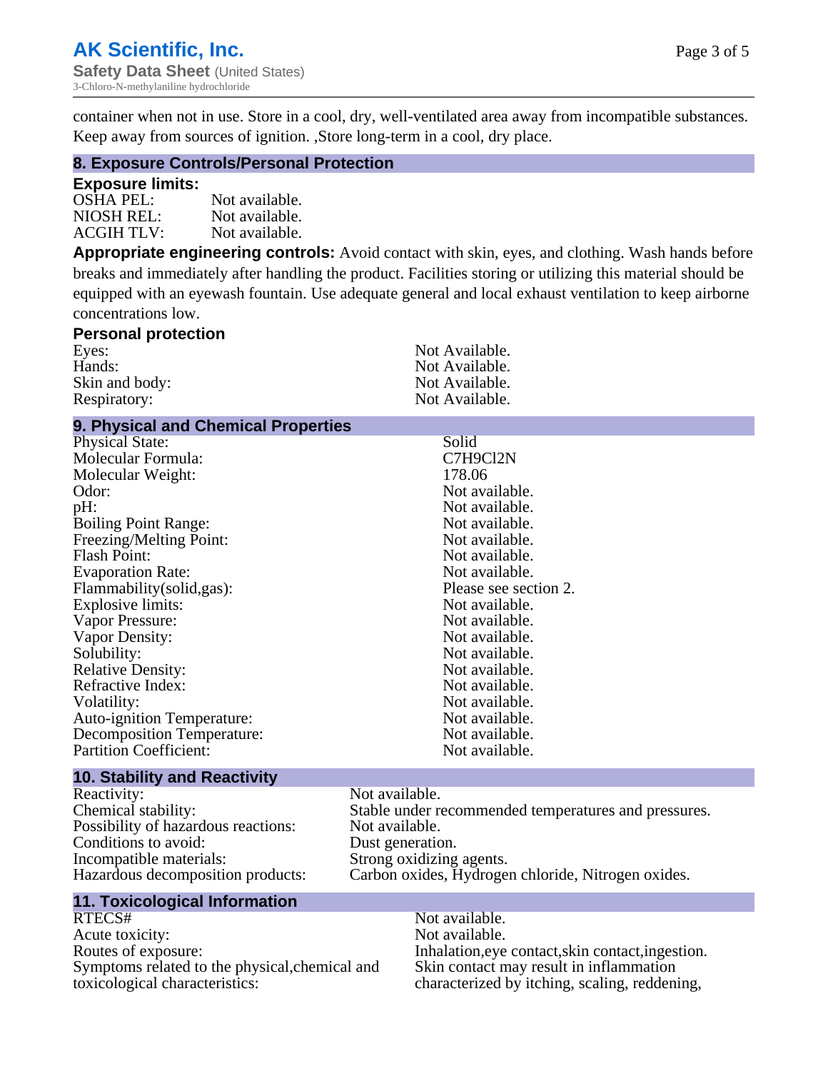container when not in use. Store in a cool, dry, well-ventilated area away from incompatible substances. Keep away from sources of ignition. ,Store long-term in a cool, dry place.

## 8. Exposure Controls/Personal Protection

### Exposure limits:

| | |
|---|---|
| OSHA PEL: | Not available. |
| NIOSH REL: | Not available. |
| ACGIH TLV: | Not available. |

**Appropriate engineering controls:** Avoid contact with skin, eyes, and clothing. Wash hands before breaks and immediately after handling the product. Facilities storing or utilizing this material should be equipped with an eyewash fountain. Use adequate general and local exhaust ventilation to keep airborne concentrations low.

### Personal protection

| | |
|---|---|
| Eyes: | Not Available. |
| Hands: | Not Available. |
| Skin and body: | Not Available. |
| Respiratory: | Not Available. |

## 9. Physical and Chemical Properties

| | |
|---|---|
| Physical State: | Solid |
| Molecular Formula: | C7H9Cl2N |
| Molecular Weight: | 178.06 |
| Odor: | Not available. |
| pH: | Not available. |
| Boiling Point Range: | Not available. |
| Freezing/Melting Point: | Not available. |
| Flash Point: | Not available. |
| Evaporation Rate: | Not available. |
| Flammability(solid,gas): | Please see section 2. |
| Explosive limits: | Not available. |
| Vapor Pressure: | Not available. |
| Vapor Density: | Not available. |
| Solubility: | Not available. |
| Relative Density: | Not available. |
| Refractive Index: | Not available. |
| Volatility: | Not available. |
| Auto-ignition Temperature: | Not available. |
| Decomposition Temperature: | Not available. |
| Partition Coefficient: | Not available. |

## 10. Stability and Reactivity

| | |
|---|---|
| Reactivity: | Not available. |
| Chemical stability: | Stable under recommended temperatures and pressures. |
| Possibility of hazardous reactions: | Not available. |
| Conditions to avoid: | Dust generation. |
| Incompatible materials: | Strong oxidizing agents. |
| Hazardous decomposition products: | Carbon oxides, Hydrogen chloride, Nitrogen oxides. |

## 11. Toxicological Information

| | |
|---|---|
| RTECS# | Not available. |
| Acute toxicity: | Not available. |
| Routes of exposure: | Inhalation,eye contact,skin contact,ingestion. |
| Symptoms related to the physical,chemical and toxicological characteristics: | Skin contact may result in inflammation characterized by itching, scaling, reddening, |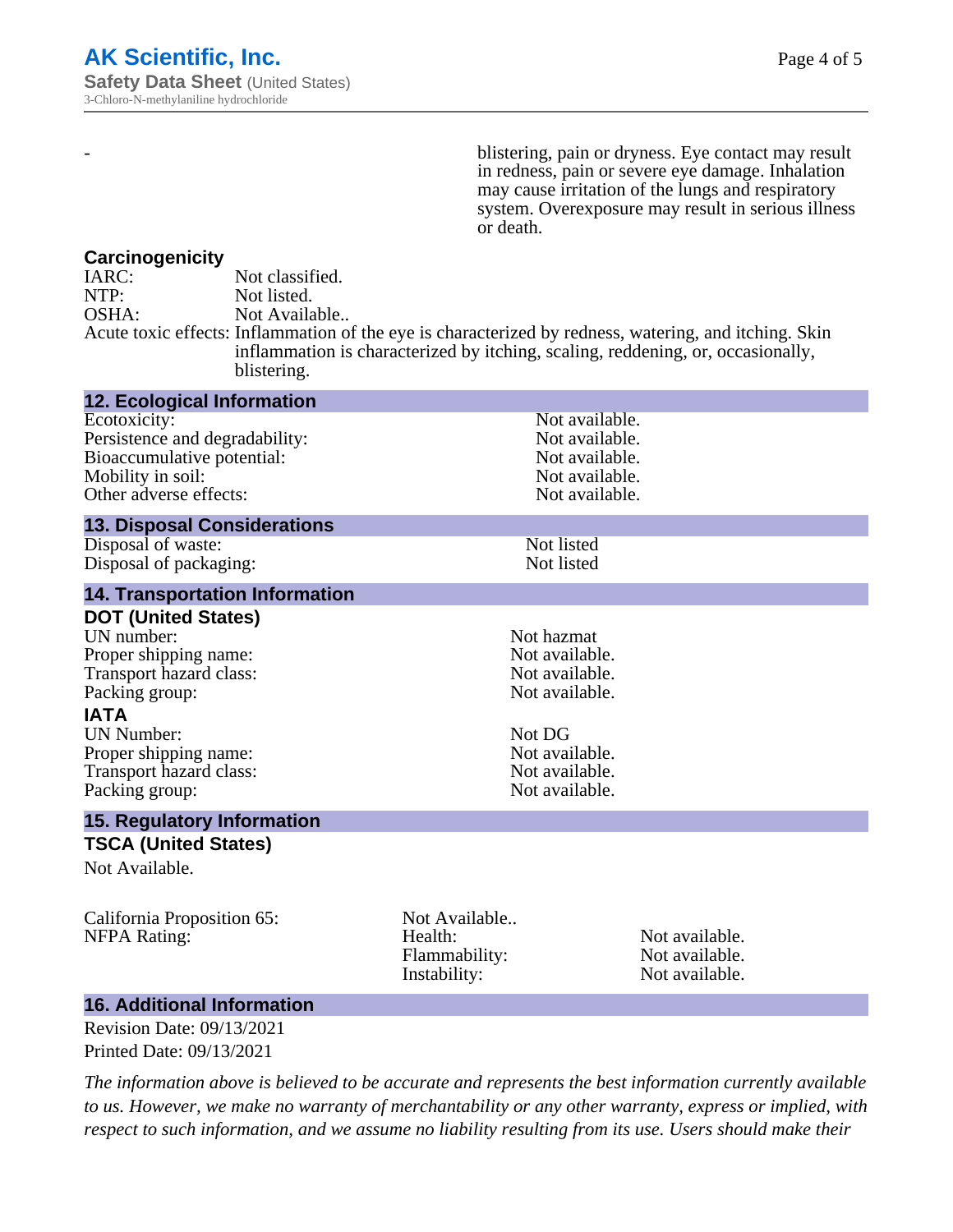| - | blistering, pain or dryness. Eye contact may result in redness, pain or severe eye damage. Inhalation may cause irritation of the lungs and respiratory system. Overexposure may result in serious illness or death. |
|---|---|

### Carcinogenicity

| | |
|---|---|
| IARC: | Not classified. |
| NTP: | Not listed. |
| OSHA: | Not Available.. |
| Acute toxic effects: | Inflammation of the eye is characterized by redness, watering, and itching. Skin inflammation is characterized by itching, scaling, reddening, or, occasionally, blistering. |

## 12. Ecological Information

| | |
|---|---|
| Ecotoxicity: | Not available. |
| Persistence and degradability: | Not available. |
| Bioaccumulative potential: | Not available. |
| Mobility in soil: | Not available. |
| Other adverse effects: | Not available. |

## 13. Disposal Considerations

| | |
|---|---|
| Disposal of waste: | Not listed |
| Disposal of packaging: | Not listed |

## 14. Transportation Information

### DOT (United States)

| | |
|---|---|
| UN number: | Not hazmat |
| Proper shipping name: | Not available. |
| Transport hazard class: | Not available. |
| Packing group: | Not available. |

### IATA

| | |
|---|---|
| UN Number: | Not DG |
| Proper shipping name: | Not available. |
| Transport hazard class: | Not available. |
| Packing group: | Not available. |

## 15. Regulatory Information

### TSCA (United States)

Not Available.

| | | |
|---|---|---|
| California Proposition 65: | Not Available.. | |
| NFPA Rating: | Health: | Not available. |
| | Flammability: | Not available. |
| | Instability: | Not available. |

## 16. Additional Information

Revision Date: 09/13/2021

Printed Date: 09/13/2021

*The information above is believed to be accurate and represents the best information currently available to us. However, we make no warranty of merchantability or any other warranty, express or implied, with respect to such information, and we assume no liability resulting from its use. Users should make their*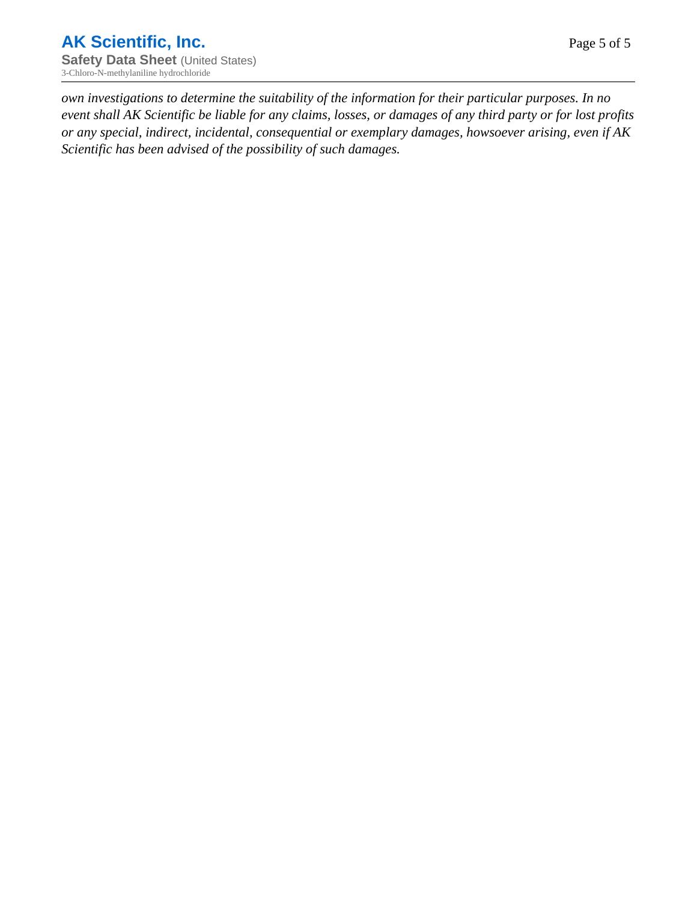*own investigations to determine the suitability of the information for their particular purposes. In no event shall AK Scientific be liable for any claims, losses, or damages of any third party or for lost profits or any special, indirect, incidental, consequential or exemplary damages, howsoever arising, even if AK Scientific has been advised of the possibility of such damages.*